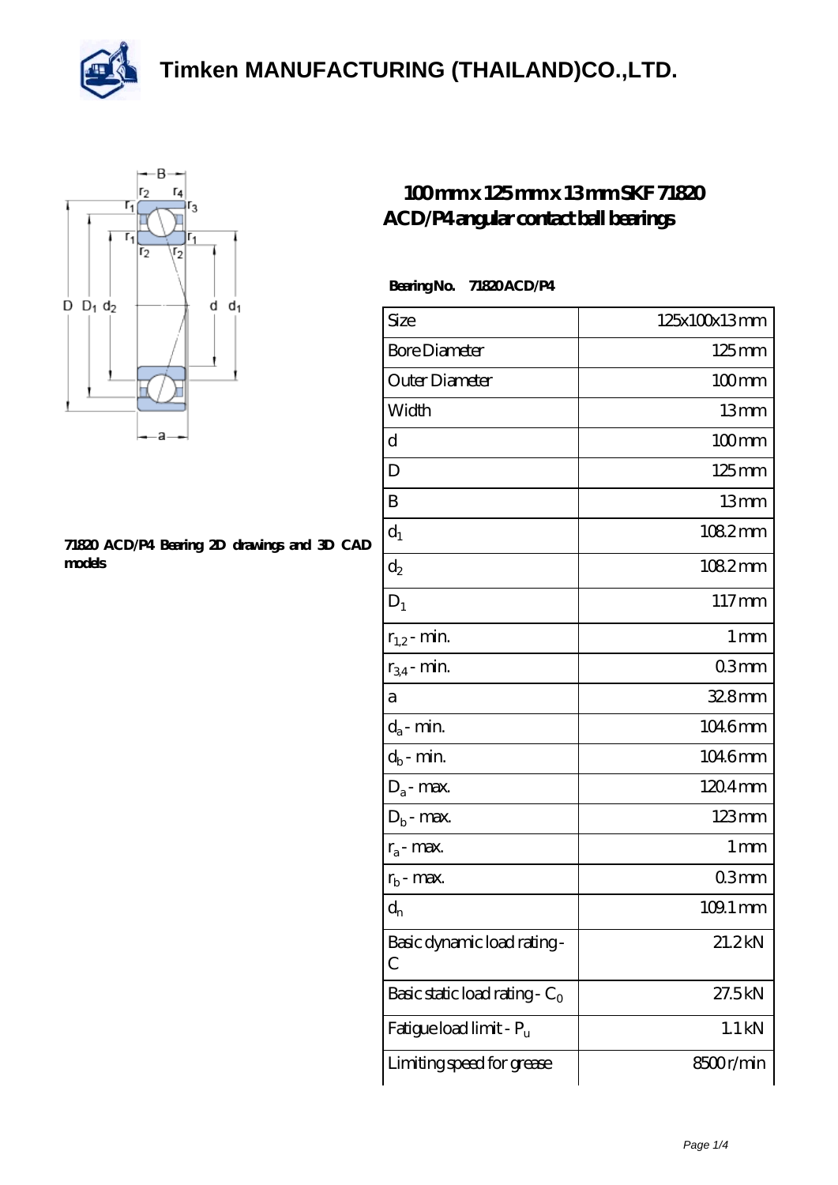# Timken MANUFACTURING (THAILAND)CO.,LTD.

## 100mm x 125 mm x 13 mm SKF 71820 ACD/P4 angular contact ball bearings

**71820 ACD/P4 Bearing 2D drawings and 3D CAD models**

**Bearing No.** 71820 ACD/P4

| Size | 125x100x13 mm |
|---|---|
| Bore Diameter | 125 mm |
| Outer Diameter | 100 mm |
| Width | 13 mm |
| d | 100 mm |
| D | 125 mm |
| B | 13 mm |
| $d_1$ | 108.2 mm |
| $d_2$ | 108.2 mm |
| $D_1$ | 117 mm |
| $r_{1,2}$ - min. | 1 mm |
| $r_{3,4}$ - min. | 0.3 mm |
| a | 32.8 mm |
| $d_a$ - min. | 104.6 mm |
| $d_b$ - min. | 104.6 mm |
| $D_a$ - max. | 120.4 mm |
| $D_b$ - max. | 123 mm |
| $r_a$ - max. | 1 mm |
| $r_b$ - max. | 0.3 mm |
| $d_n$ | 109.1 mm |
| Basic dynamic load rating - C | 21.2 kN |
| Basic static load rating - $C_0$ | 27.5 kN |
| Fatigue load limit - $P_u$ | 1.1 kN |
| Limiting speed for grease | 8500 r/min |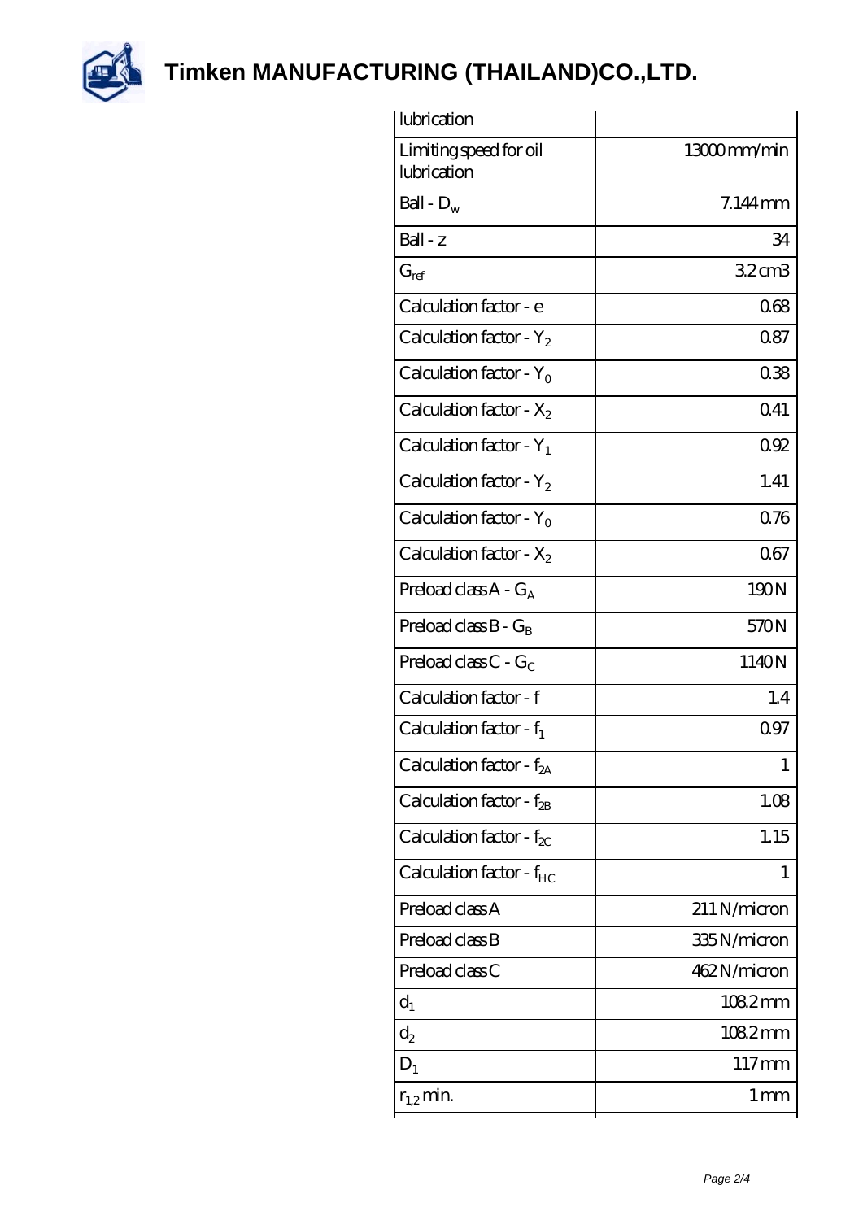| lubrication | |
|---|---|
| Limiting speed for oil lubrication | 13000 mm/min |
| Ball - $D_w$ | 7.144 mm |
| Ball - z | 34 |
| $G_{ref}$ | 3.2 cm3 |
| Calculation factor - e | 0.68 |
| Calculation factor - $Y_2$ | 0.87 |
| Calculation factor - $Y_0$ | 0.38 |
| Calculation factor - $X_2$ | 0.41 |
| Calculation factor - $Y_1$ | 0.92 |
| Calculation factor - $Y_2$ | 1.41 |
| Calculation factor - $Y_0$ | 0.76 |
| Calculation factor - $X_2$ | 0.67 |
| Preload class A - $G_A$ | 190 N |
| Preload class B - $G_B$ | 570 N |
| Preload class C - $G_C$ | 1140 N |
| Calculation factor - f | 1.4 |
| Calculation factor - $f_1$ | 0.97 |
| Calculation factor - $f_{2A}$ | 1 |
| Calculation factor - $f_{2B}$ | 1.08 |
| Calculation factor - $f_{2C}$ | 1.15 |
| Calculation factor - $f_{HC}$ | 1 |
| Preload class A | 211 N/micron |
| Preload class B | 335 N/micron |
| Preload class C | 462 N/micron |
| $d_1$ | 108.2 mm |
| $d_2$ | 108.2 mm |
| $D_1$ | 117 mm |
| $r_{1,2}$ min. | 1 mm |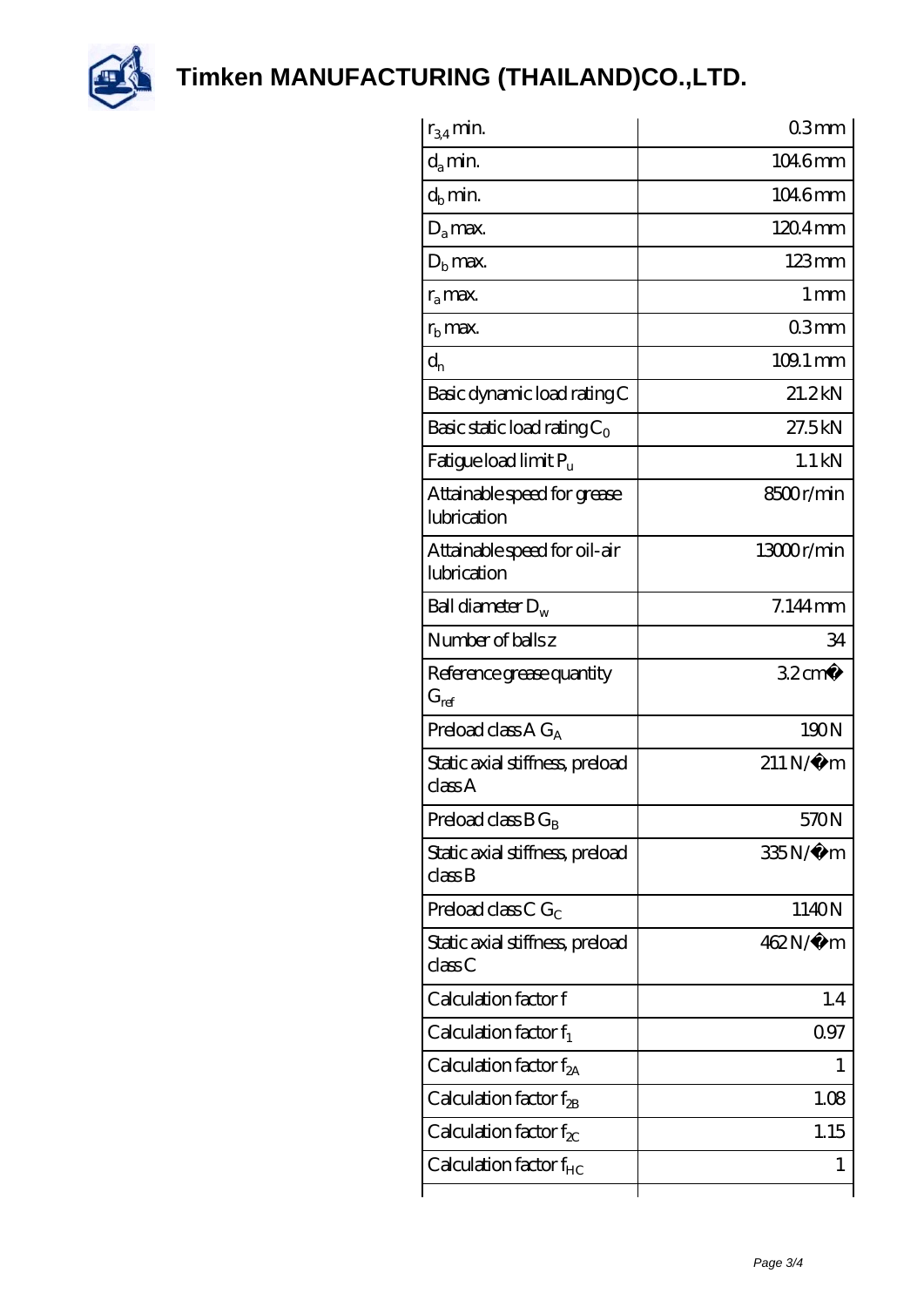| | |
|---|---|
| $r_{3,4}$ min. | 0.3 mm |
| $d_a$ min. | 104.6 mm |
| $d_b$ min. | 104.6 mm |
| $D_a$ max. | 120.4 mm |
| $D_b$ max. | 123 mm |
| $r_a$ max. | 1 mm |
| $r_b$ max. | 0.3 mm |
| $d_n$ | 109.1 mm |
| Basic dynamic load rating C | 21.2 kN |
| Basic static load rating $C_0$ | 27.5 kN |
| Fatigue load limit $P_u$ | 1.1 kN |
| Attainable speed for grease lubrication | 8500 r/min |
| Attainable speed for oil-air lubrication | 13000 r/min |
| Ball diameter $D_w$ | 7.144 mm |
| Number of balls z | 34 |
| Reference grease quantity $G_{ref}$ | 3.2 cm� |
| Preload class A $G_A$ | 190 N |
| Static axial stiffness, preload class A | 211 N/�m |
| Preload class B $G_B$ | 570 N |
| Static axial stiffness, preload class B | 335 N/�m |
| Preload class C $G_C$ | 1140 N |
| Static axial stiffness, preload class C | 462 N/�m |
| Calculation factor f | 1.4 |
| Calculation factor $f_1$ | 0.97 |
| Calculation factor $f_{2A}$ | 1 |
| Calculation factor $f_{2B}$ | 1.08 |
| Calculation factor $f_{2C}$ | 1.15 |
| Calculation factor $f_{HC}$ | 1 |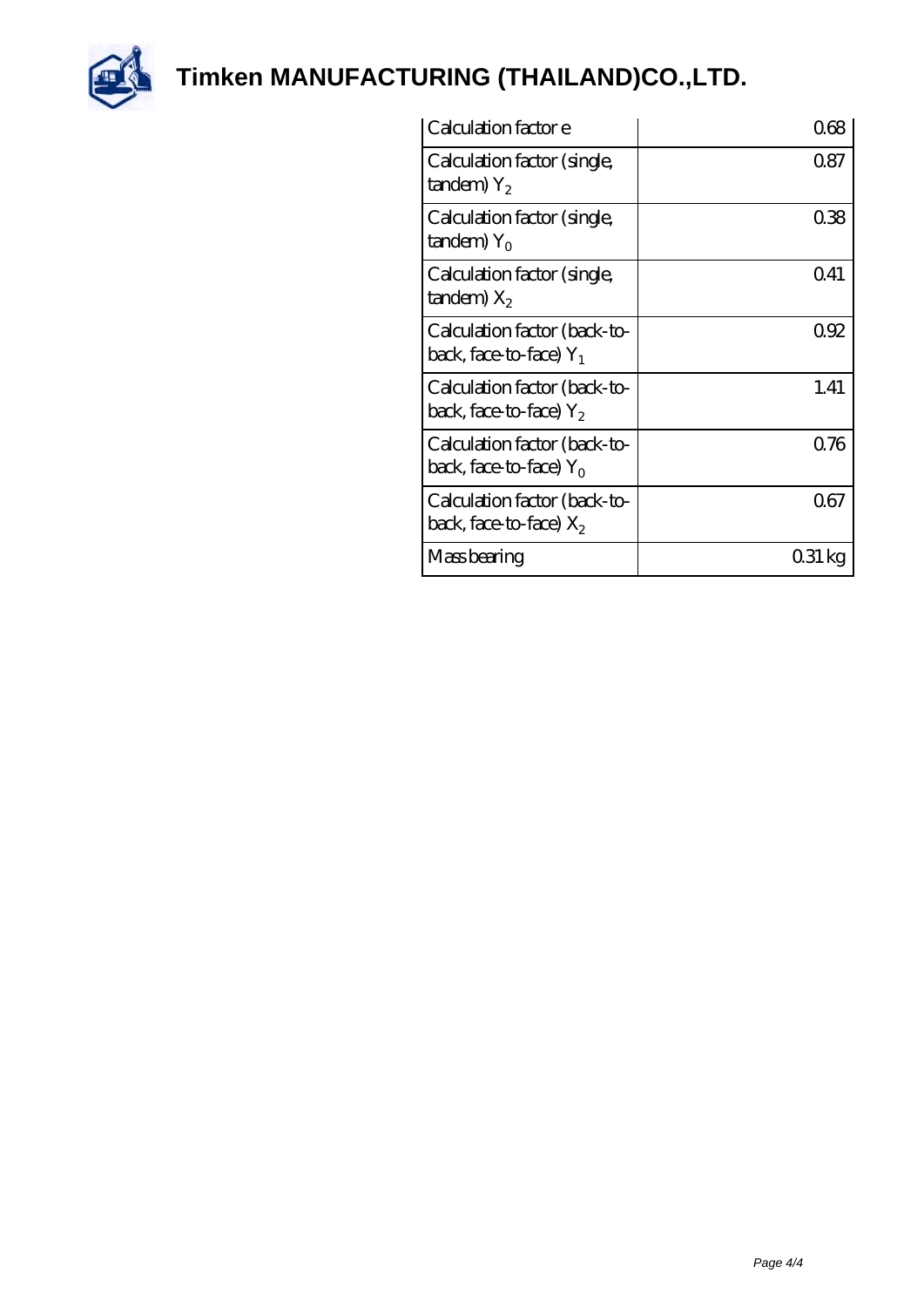| | |
|---|---|
| Calculation factor e | 0.68 |
| Calculation factor (single, tandem) $Y_2$ | 0.87 |
| Calculation factor (single, tandem) $Y_0$ | 0.38 |
| Calculation factor (single, tandem) $X_2$ | 0.41 |
| Calculation factor (back-to-back, face-to-face) $Y_1$ | 0.92 |
| Calculation factor (back-to-back, face-to-face) $Y_2$ | 1.41 |
| Calculation factor (back-to-back, face-to-face) $Y_0$ | 0.76 |
| Calculation factor (back-to-back, face-to-face) $X_2$ | 0.67 |
| Mass bearing | 0.31 kg |